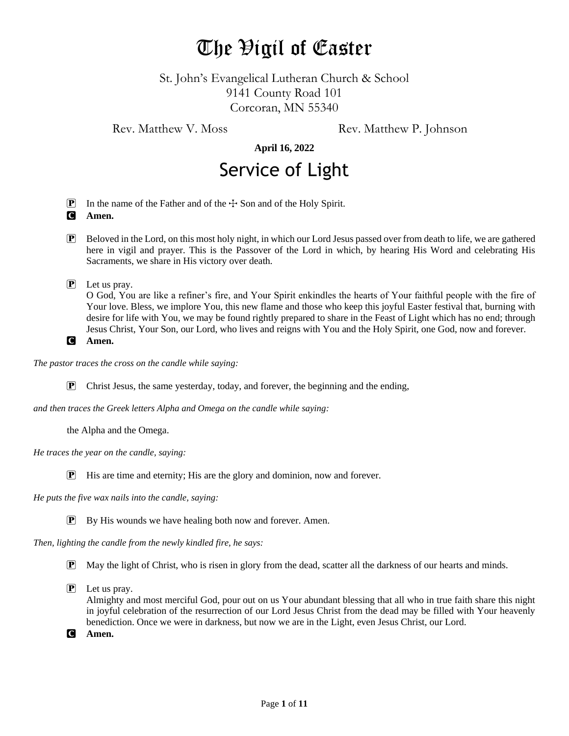# The Vigil of Easter

St. John's Evangelical Lutheran Church & School
9141 County Road 101
Corcoran, MN 55340

Rev. Matthew V. Moss Rev. Matthew P. Johnson

**April 16, 2022**

## Service of Light

**P** In the name of the Father and of the ☩ Son and of the Holy Spirit.

**C** **Amen.**

**P** Beloved in the Lord, on this most holy night, in which our Lord Jesus passed over from death to life, we are gathered here in vigil and prayer. This is the Passover of the Lord in which, by hearing His Word and celebrating His Sacraments, we share in His victory over death.

**P** Let us pray.
O God, You are like a refiner's fire, and Your Spirit enkindles the hearts of Your faithful people with the fire of Your love. Bless, we implore You, this new flame and those who keep this joyful Easter festival that, burning with desire for life with You, we may be found rightly prepared to share in the Feast of Light which has no end; through Jesus Christ, Your Son, our Lord, who lives and reigns with You and the Holy Spirit, one God, now and forever.

**C** **Amen.**

*The pastor traces the cross on the candle while saying:*

**P** Christ Jesus, the same yesterday, today, and forever, the beginning and the ending,

*and then traces the Greek letters Alpha and Omega on the candle while saying:*

the Alpha and the Omega.

*He traces the year on the candle, saying:*

**P** His are time and eternity; His are the glory and dominion, now and forever.

*He puts the five wax nails into the candle, saying:*

**P** By His wounds we have healing both now and forever. Amen.

*Then, lighting the candle from the newly kindled fire, he says:*

**P** May the light of Christ, who is risen in glory from the dead, scatter all the darkness of our hearts and minds.

**P** Let us pray.
Almighty and most merciful God, pour out on us Your abundant blessing that all who in true faith share this night in joyful celebration of the resurrection of our Lord Jesus Christ from the dead may be filled with Your heavenly benediction. Once we were in darkness, but now we are in the Light, even Jesus Christ, our Lord.

**C** **Amen.**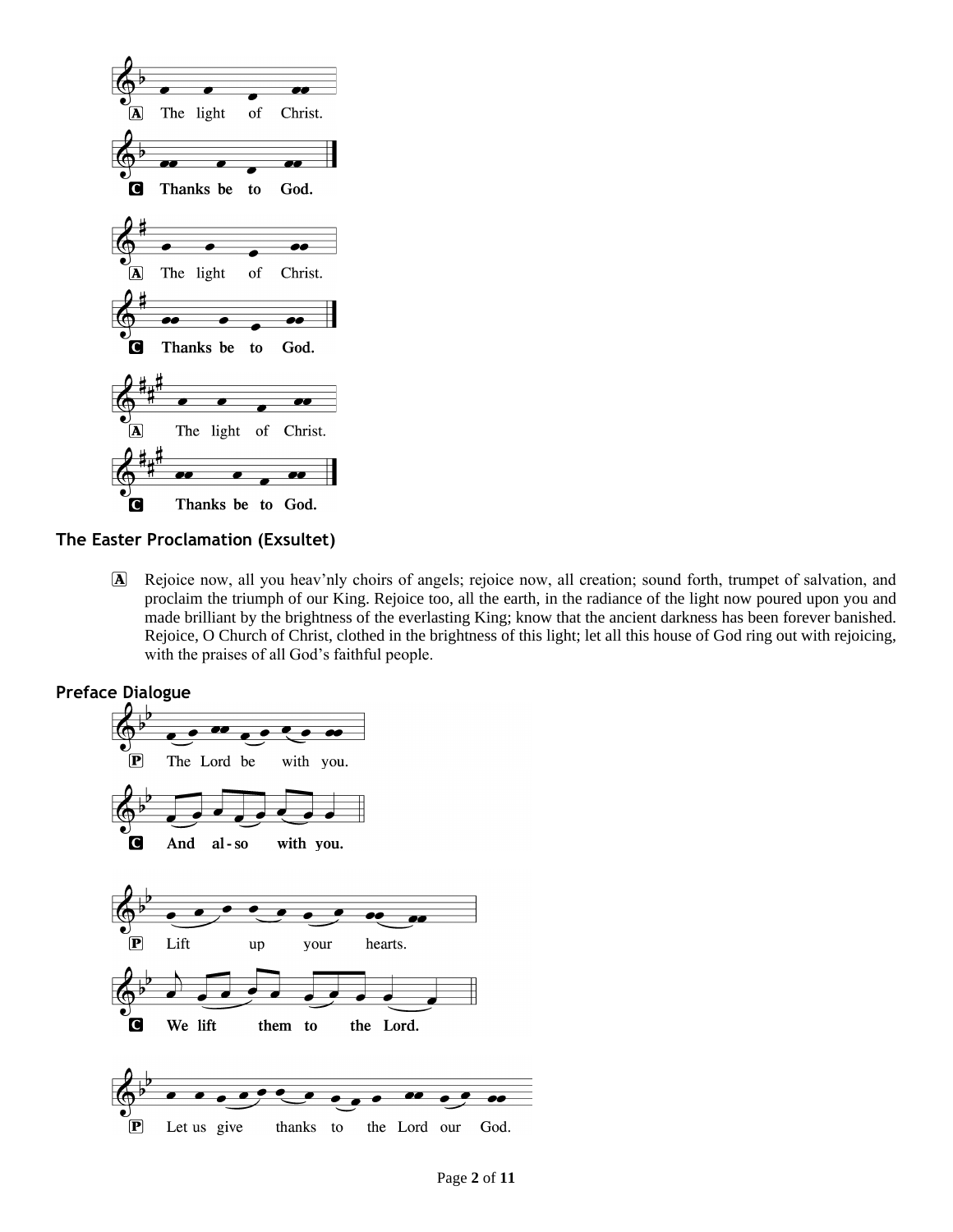A The light of Christ.

**C Thanks be to God.**

A The light of Christ.

**C Thanks be to God.**

A The light of Christ.

**C Thanks be to God.**

### The Easter Proclamation (Exsultet)

A Rejoice now, all you heav'nly choirs of angels; rejoice now, all creation; sound forth, trumpet of salvation, and proclaim the triumph of our King. Rejoice too, all the earth, in the radiance of the light now poured upon you and made brilliant by the brightness of the everlasting King; know that the ancient darkness has been forever banished. Rejoice, O Church of Christ, clothed in the brightness of this light; let all this house of God ring out with rejoicing, with the praises of all God's faithful people.

### Preface Dialogue

P The Lord be with you.

**C And al-so with you.**

P Lift up your hearts.

**C We lift them to the Lord.**

P Let us give thanks to the Lord our God.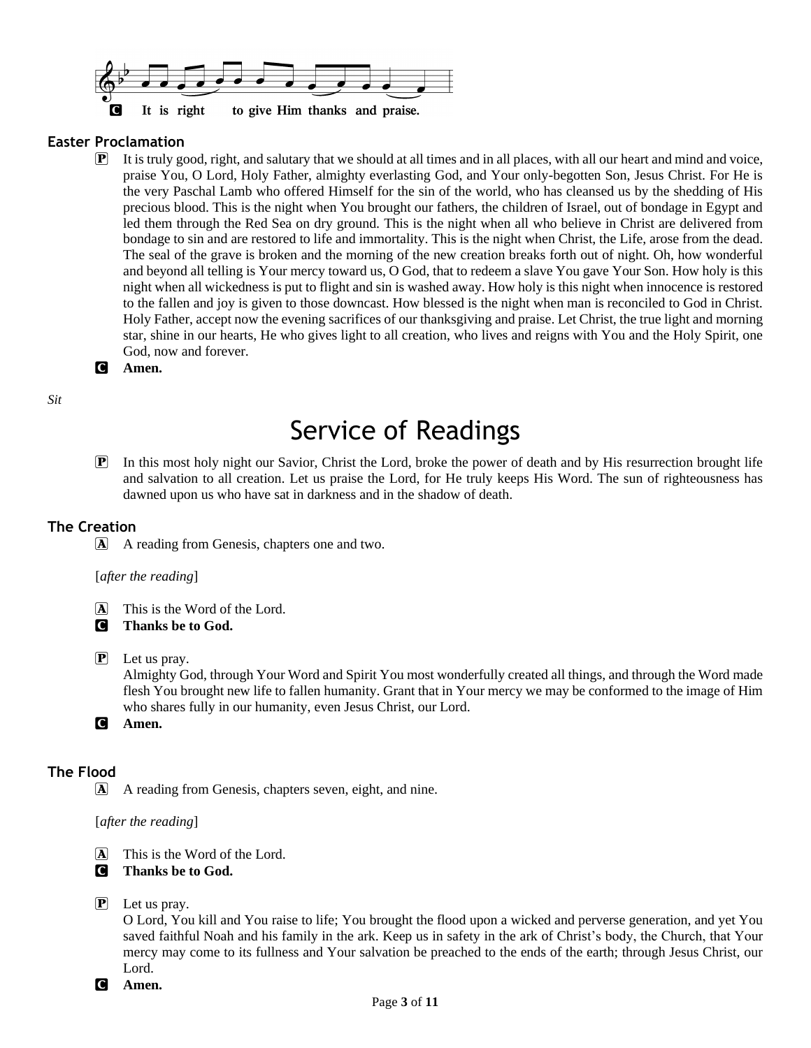**C** It is right to give Him thanks and praise.

### Easter Proclamation

**P** It is truly good, right, and salutary that we should at all times and in all places, with all our heart and mind and voice, praise You, O Lord, Holy Father, almighty everlasting God, and Your only-begotten Son, Jesus Christ. For He is the very Paschal Lamb who offered Himself for the sin of the world, who has cleansed us by the shedding of His precious blood. This is the night when You brought our fathers, the children of Israel, out of bondage in Egypt and led them through the Red Sea on dry ground. This is the night when all who believe in Christ are delivered from bondage to sin and are restored to life and immortality. This is the night when Christ, the Life, arose from the dead. The seal of the grave is broken and the morning of the new creation breaks forth out of night. Oh, how wonderful and beyond all telling is Your mercy toward us, O God, that to redeem a slave You gave Your Son. How holy is this night when all wickedness is put to flight and sin is washed away. How holy is this night when innocence is restored to the fallen and joy is given to those downcast. How blessed is the night when man is reconciled to God in Christ. Holy Father, accept now the evening sacrifices of our thanksgiving and praise. Let Christ, the true light and morning star, shine in our hearts, He who gives light to all creation, who lives and reigns with You and the Holy Spirit, one God, now and forever.

**C** **Amen.**

*Sit*

# Service of Readings

**P** In this most holy night our Savior, Christ the Lord, broke the power of death and by His resurrection brought life and salvation to all creation. Let us praise the Lord, for He truly keeps His Word. The sun of righteousness has dawned upon us who have sat in darkness and in the shadow of death.

### The Creation

**A** A reading from Genesis, chapters one and two.

[*after the reading*]

**A** This is the Word of the Lord.

**C** **Thanks be to God.**

**P** Let us pray.
Almighty God, through Your Word and Spirit You most wonderfully created all things, and through the Word made flesh You brought new life to fallen humanity. Grant that in Your mercy we may be conformed to the image of Him who shares fully in our humanity, even Jesus Christ, our Lord.

**C** **Amen.**

### The Flood

**A** A reading from Genesis, chapters seven, eight, and nine.

[*after the reading*]

**A** This is the Word of the Lord.

**C** **Thanks be to God.**

**P** Let us pray.
O Lord, You kill and You raise to life; You brought the flood upon a wicked and perverse generation, and yet You saved faithful Noah and his family in the ark. Keep us in safety in the ark of Christ's body, the Church, that Your mercy may come to its fullness and Your salvation be preached to the ends of the earth; through Jesus Christ, our Lord.

**C** **Amen.**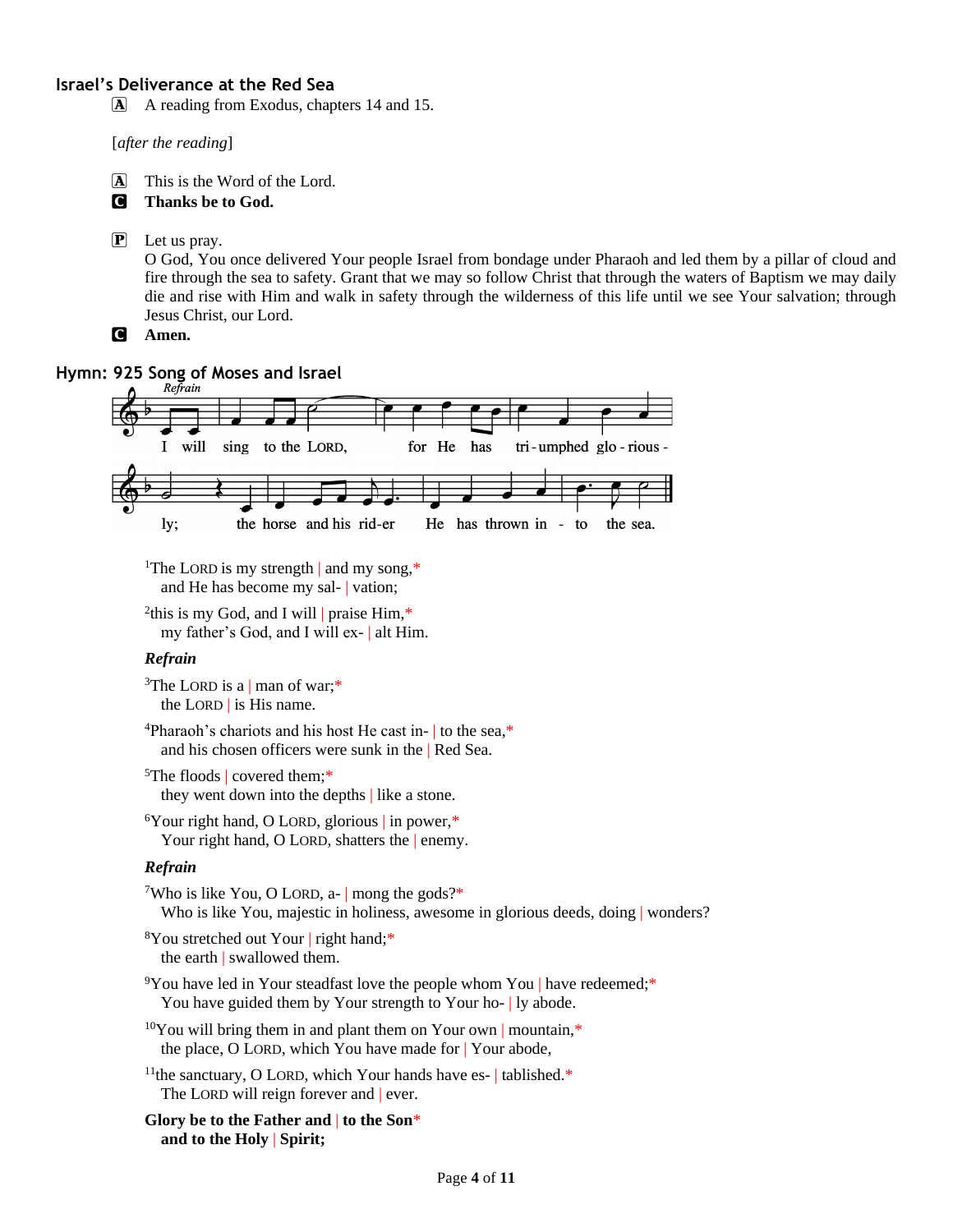### Israel's Deliverance at the Red Sea

**A** A reading from Exodus, chapters 14 and 15.

[*after the reading*]

**A** This is the Word of the Lord.
**C** **Thanks be to God.**

**P** Let us pray.
O God, You once delivered Your people Israel from bondage under Pharaoh and led them by a pillar of cloud and fire through the sea to safety. Grant that we may so follow Christ that through the waters of Baptism we may daily die and rise with Him and walk in safety through the wilderness of this life until we see Your salvation; through Jesus Christ, our Lord.
**C** **Amen.**

### Hymn: 925 Song of Moses and Israel

*Refrain*

I will sing to the LORD, for He has tri-umphed glo-rious-ly; the horse and his rid-er He has thrown in-to the sea.

[1]The LORD is my strength | and my song,*
and He has become my sal- | vation;

[2]this is my God, and I will | praise Him,*
my father's God, and I will ex- | alt Him.

***Refrain***

[3]The LORD is a | man of war;*
the LORD | is His name.

[4]Pharaoh's chariots and his host He cast in- | to the sea,*
and his chosen officers were sunk in the | Red Sea.

[5]The floods | covered them;*
they went down into the depths | like a stone.

[6]Your right hand, O LORD, glorious | in power,*
Your right hand, O LORD, shatters the | enemy.

***Refrain***

[7]Who is like You, O LORD, a- | mong the gods?*
Who is like You, majestic in holiness, awesome in glorious deeds, doing | wonders?

[8]You stretched out Your | right hand;*
the earth | swallowed them.

[9]You have led in Your steadfast love the people whom You | have redeemed;*
You have guided them by Your strength to Your ho- | ly abode.

[10]You will bring them in and plant them on Your own | mountain,*
the place, O LORD, which You have made for | Your abode,

[11]the sanctuary, O LORD, which Your hands have es- | tablished.*
The LORD will reign forever and | ever.

**Glory be to the Father and | to the Son***
**and to the Holy | Spirit;**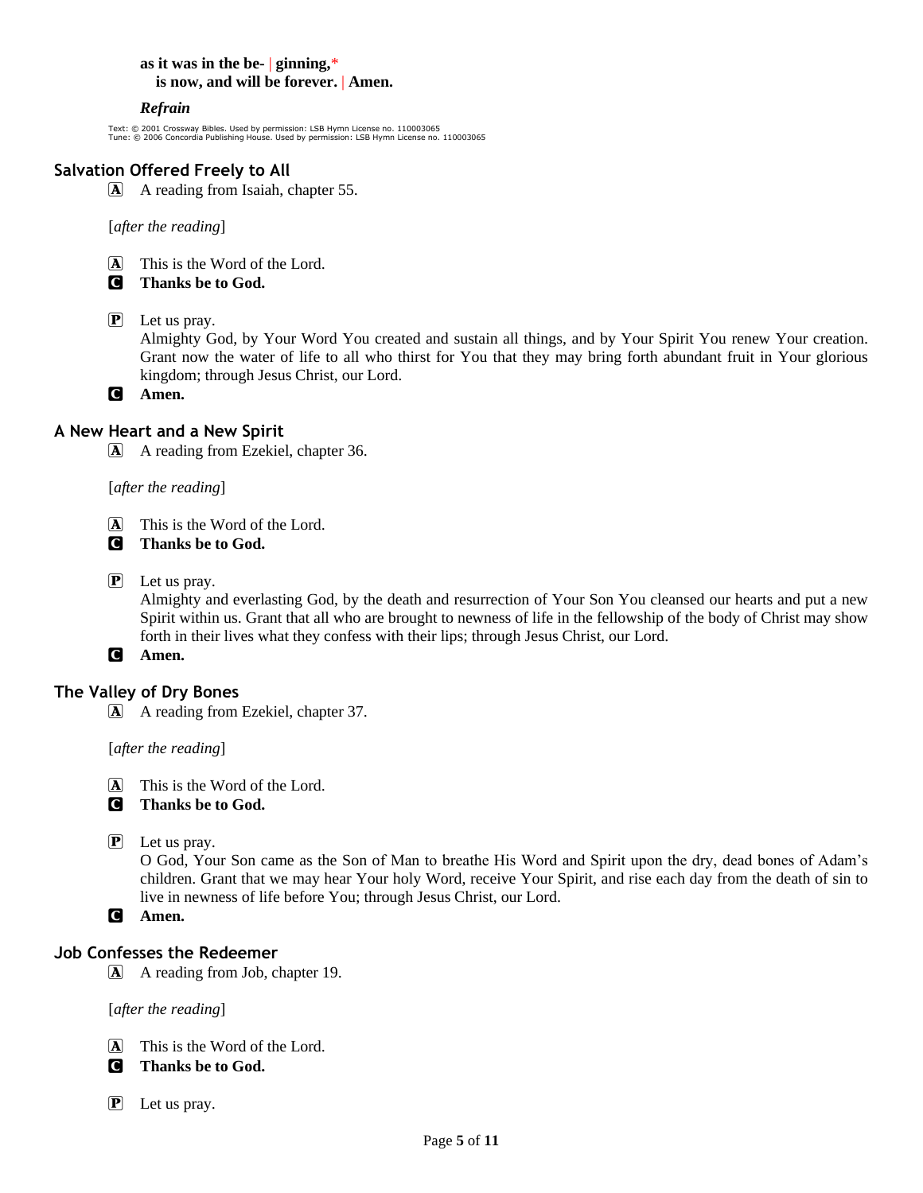**as it was in the be- | ginning,\***
**is now, and will be forever. | Amen.**

***Refrain***

Text: © 2001 Crossway Bibles. Used by permission: LSB Hymn License no. 110003065
Tune: © 2006 Concordia Publishing House. Used by permission: LSB Hymn License no. 110003065

### Salvation Offered Freely to All

Ⓐ A reading from Isaiah, chapter 55.

[*after the reading*]

Ⓐ This is the Word of the Lord.
Ⓒ **Thanks be to God.**

Ⓟ Let us pray.
Almighty God, by Your Word You created and sustain all things, and by Your Spirit You renew Your creation. Grant now the water of life to all who thirst for You that they may bring forth abundant fruit in Your glorious kingdom; through Jesus Christ, our Lord.
Ⓒ **Amen.**

### A New Heart and a New Spirit

Ⓐ A reading from Ezekiel, chapter 36.

[*after the reading*]

Ⓐ This is the Word of the Lord.
Ⓒ **Thanks be to God.**

Ⓟ Let us pray.
Almighty and everlasting God, by the death and resurrection of Your Son You cleansed our hearts and put a new Spirit within us. Grant that all who are brought to newness of life in the fellowship of the body of Christ may show forth in their lives what they confess with their lips; through Jesus Christ, our Lord.
Ⓒ **Amen.**

### The Valley of Dry Bones

Ⓐ A reading from Ezekiel, chapter 37.

[*after the reading*]

Ⓐ This is the Word of the Lord.
Ⓒ **Thanks be to God.**

Ⓟ Let us pray.
O God, Your Son came as the Son of Man to breathe His Word and Spirit upon the dry, dead bones of Adam's children. Grant that we may hear Your holy Word, receive Your Spirit, and rise each day from the death of sin to live in newness of life before You; through Jesus Christ, our Lord.
Ⓒ **Amen.**

### Job Confesses the Redeemer

Ⓐ A reading from Job, chapter 19.

[*after the reading*]

Ⓐ This is the Word of the Lord.
Ⓒ **Thanks be to God.**

Ⓟ Let us pray.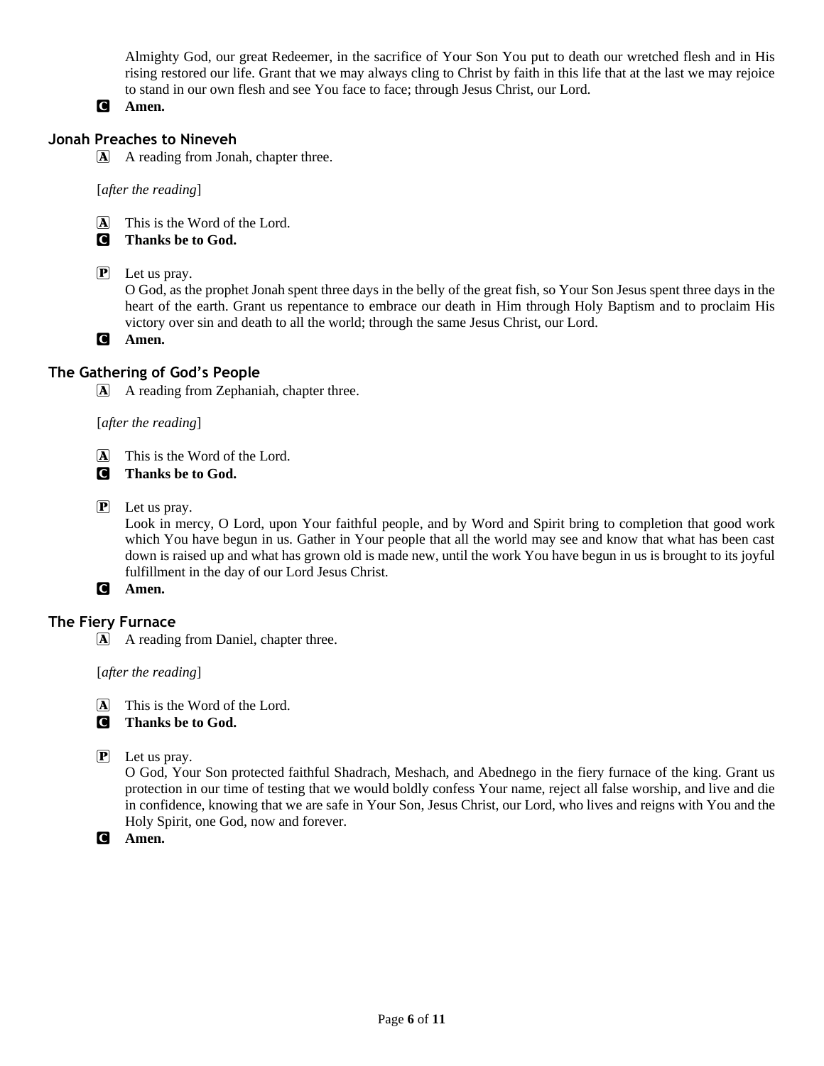Almighty God, our great Redeemer, in the sacrifice of Your Son You put to death our wretched flesh and in His rising restored our life. Grant that we may always cling to Christ by faith in this life that at the last we may rejoice to stand in our own flesh and see You face to face; through Jesus Christ, our Lord.

**C** **Amen.**

## Jonah Preaches to Nineveh

**A** A reading from Jonah, chapter three.

[*after the reading*]

**A** This is the Word of the Lord.

**C** **Thanks be to God.**

**P** Let us pray.
O God, as the prophet Jonah spent three days in the belly of the great fish, so Your Son Jesus spent three days in the heart of the earth. Grant us repentance to embrace our death in Him through Holy Baptism and to proclaim His victory over sin and death to all the world; through the same Jesus Christ, our Lord.

**C** **Amen.**

## The Gathering of God's People

**A** A reading from Zephaniah, chapter three.

[*after the reading*]

**A** This is the Word of the Lord.

**C** **Thanks be to God.**

**P** Let us pray.
Look in mercy, O Lord, upon Your faithful people, and by Word and Spirit bring to completion that good work which You have begun in us. Gather in Your people that all the world may see and know that what has been cast down is raised up and what has grown old is made new, until the work You have begun in us is brought to its joyful fulfillment in the day of our Lord Jesus Christ.

**C** **Amen.**

## The Fiery Furnace

**A** A reading from Daniel, chapter three.

[*after the reading*]

**A** This is the Word of the Lord.

**C** **Thanks be to God.**

**P** Let us pray.
O God, Your Son protected faithful Shadrach, Meshach, and Abednego in the fiery furnace of the king. Grant us protection in our time of testing that we would boldly confess Your name, reject all false worship, and live and die in confidence, knowing that we are safe in Your Son, Jesus Christ, our Lord, who lives and reigns with You and the Holy Spirit, one God, now and forever.

**C** **Amen.**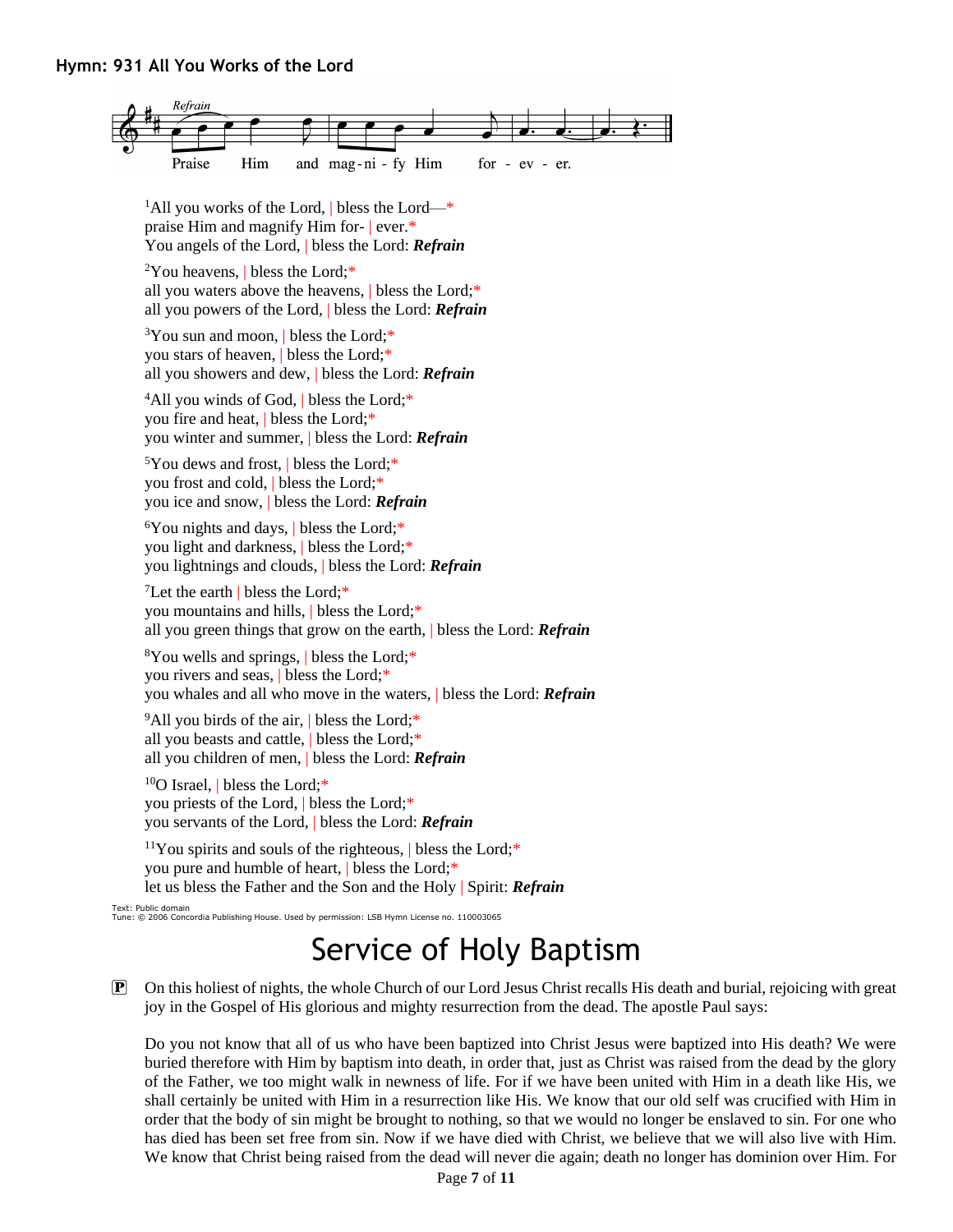**Hymn: 931 All You Works of the Lord**

*Refrain*
Praise Him and mag-ni-fy Him for-ev-er.

[1]All you works of the Lord, | bless the Lord—*
praise Him and magnify Him for- | ever.*
You angels of the Lord, | bless the Lord: ***Refrain***

[2]You heavens, | bless the Lord;*
all you waters above the heavens, | bless the Lord;*
all you powers of the Lord, | bless the Lord: ***Refrain***

[3]You sun and moon, | bless the Lord;*
you stars of heaven, | bless the Lord;*
all you showers and dew, | bless the Lord: ***Refrain***

[4]All you winds of God, | bless the Lord;*
you fire and heat, | bless the Lord;*
you winter and summer, | bless the Lord: ***Refrain***

[5]You dews and frost, | bless the Lord;*
you frost and cold, | bless the Lord;*
you ice and snow, | bless the Lord: ***Refrain***

[6]You nights and days, | bless the Lord;*
you light and darkness, | bless the Lord;*
you lightnings and clouds, | bless the Lord: ***Refrain***

[7]Let the earth | bless the Lord;*
you mountains and hills, | bless the Lord;*
all you green things that grow on the earth, | bless the Lord: ***Refrain***

[8]You wells and springs, | bless the Lord;*
you rivers and seas, | bless the Lord;*
you whales and all who move in the waters, | bless the Lord: ***Refrain***

[9]All you birds of the air, | bless the Lord;*
all you beasts and cattle, | bless the Lord;*
all you children of men, | bless the Lord: ***Refrain***

[10]O Israel, | bless the Lord;*
you priests of the Lord, | bless the Lord;*
you servants of the Lord, | bless the Lord: ***Refrain***

[11]You spirits and souls of the righteous, | bless the Lord;*
you pure and humble of heart, | bless the Lord;*
let us bless the Father and the Son and the Holy | Spirit: ***Refrain***

Text: Public domain
Tune: © 2006 Concordia Publishing House. Used by permission: LSB Hymn License no. 110003065

# Service of Holy Baptism

**P** On this holiest of nights, the whole Church of our Lord Jesus Christ recalls His death and burial, rejoicing with great joy in the Gospel of His glorious and mighty resurrection from the dead. The apostle Paul says:

Do you not know that all of us who have been baptized into Christ Jesus were baptized into His death? We were buried therefore with Him by baptism into death, in order that, just as Christ was raised from the dead by the glory of the Father, we too might walk in newness of life. For if we have been united with Him in a death like His, we shall certainly be united with Him in a resurrection like His. We know that our old self was crucified with Him in order that the body of sin might be brought to nothing, so that we would no longer be enslaved to sin. For one who has died has been set free from sin. Now if we have died with Christ, we believe that we will also live with Him. We know that Christ being raised from the dead will never die again; death no longer has dominion over Him. For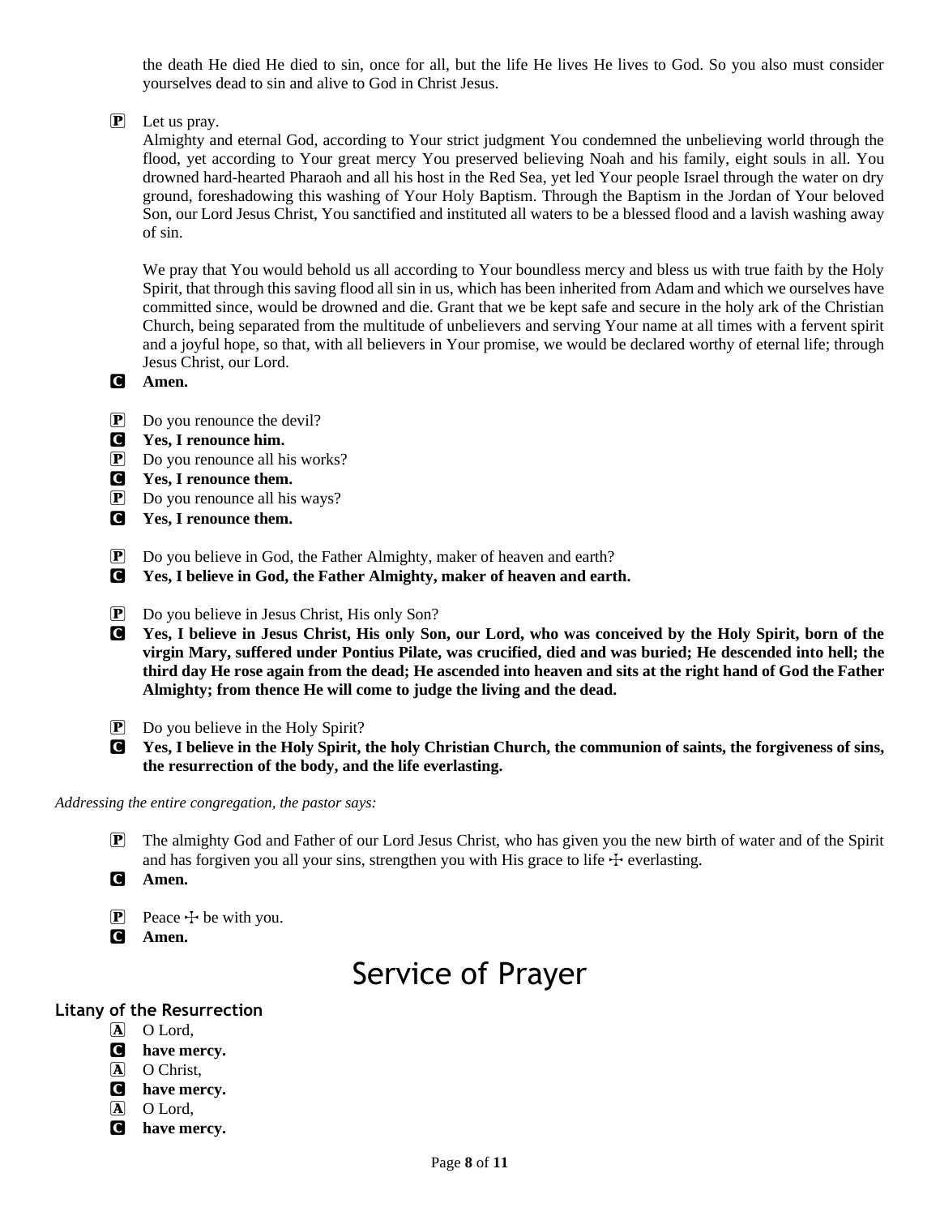the death He died He died to sin, once for all, but the life He lives He lives to God. So you also must consider yourselves dead to sin and alive to God in Christ Jesus.

P Let us pray.
Almighty and eternal God, according to Your strict judgment You condemned the unbelieving world through the flood, yet according to Your great mercy You preserved believing Noah and his family, eight souls in all. You drowned hard-hearted Pharaoh and all his host in the Red Sea, yet led Your people Israel through the water on dry ground, foreshadowing this washing of Your Holy Baptism. Through the Baptism in the Jordan of Your beloved Son, our Lord Jesus Christ, You sanctified and instituted all waters to be a blessed flood and a lavish washing away of sin.

We pray that You would behold us all according to Your boundless mercy and bless us with true faith by the Holy Spirit, that through this saving flood all sin in us, which has been inherited from Adam and which we ourselves have committed since, would be drowned and die. Grant that we be kept safe and secure in the holy ark of the Christian Church, being separated from the multitude of unbelievers and serving Your name at all times with a fervent spirit and a joyful hope, so that, with all believers in Your promise, we would be declared worthy of eternal life; through Jesus Christ, our Lord.

C **Amen.**

P Do you renounce the devil?
C **Yes, I renounce him.**
P Do you renounce all his works?
C **Yes, I renounce them.**
P Do you renounce all his ways?
C **Yes, I renounce them.**

P Do you believe in God, the Father Almighty, maker of heaven and earth?
C **Yes, I believe in God, the Father Almighty, maker of heaven and earth.**

P Do you believe in Jesus Christ, His only Son?
C **Yes, I believe in Jesus Christ, His only Son, our Lord, who was conceived by the Holy Spirit, born of the virgin Mary, suffered under Pontius Pilate, was crucified, died and was buried; He descended into hell; the third day He rose again from the dead; He ascended into heaven and sits at the right hand of God the Father Almighty; from thence He will come to judge the living and the dead.**

P Do you believe in the Holy Spirit?
C **Yes, I believe in the Holy Spirit, the holy Christian Church, the communion of saints, the forgiveness of sins, the resurrection of the body, and the life everlasting.**

*Addressing the entire congregation, the pastor says:*

P The almighty God and Father of our Lord Jesus Christ, who has given you the new birth of water and of the Spirit and has forgiven you all your sins, strengthen you with His grace to life ☩ everlasting.
C **Amen.**

P Peace ☩ be with you.
C **Amen.**

# Service of Prayer

### Litany of the Resurrection

A O Lord,
C **have mercy.**
A O Christ,
C **have mercy.**
A O Lord,
C **have mercy.**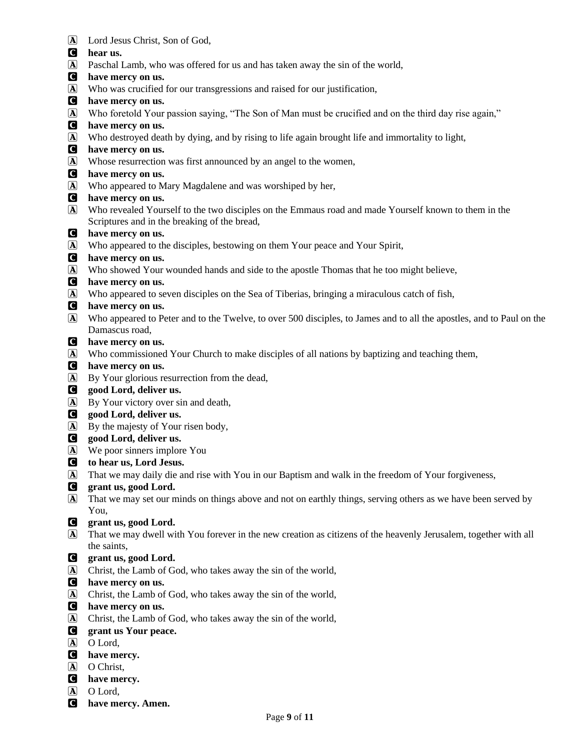Ⓐ Lord Jesus Christ, Son of God,
Ⓒ **hear us.**
Ⓐ Paschal Lamb, who was offered for us and has taken away the sin of the world,
Ⓒ **have mercy on us.**
Ⓐ Who was crucified for our transgressions and raised for our justification,
Ⓒ **have mercy on us.**
Ⓐ Who foretold Your passion saying, “The Son of Man must be crucified and on the third day rise again,”
Ⓒ **have mercy on us.**
Ⓐ Who destroyed death by dying, and by rising to life again brought life and immortality to light,
Ⓒ **have mercy on us.**
Ⓐ Whose resurrection was first announced by an angel to the women,
Ⓒ **have mercy on us.**
Ⓐ Who appeared to Mary Magdalene and was worshiped by her,
Ⓒ **have mercy on us.**
Ⓐ Who revealed Yourself to the two disciples on the Emmaus road and made Yourself known to them in the Scriptures and in the breaking of the bread,
Ⓒ **have mercy on us.**
Ⓐ Who appeared to the disciples, bestowing on them Your peace and Your Spirit,
Ⓒ **have mercy on us.**
Ⓐ Who showed Your wounded hands and side to the apostle Thomas that he too might believe,
Ⓒ **have mercy on us.**
Ⓐ Who appeared to seven disciples on the Sea of Tiberias, bringing a miraculous catch of fish,
Ⓒ **have mercy on us.**
Ⓐ Who appeared to Peter and to the Twelve, to over 500 disciples, to James and to all the apostles, and to Paul on the Damascus road,
Ⓒ **have mercy on us.**
Ⓐ Who commissioned Your Church to make disciples of all nations by baptizing and teaching them,
Ⓒ **have mercy on us.**
Ⓐ By Your glorious resurrection from the dead,
Ⓒ **good Lord, deliver us.**
Ⓐ By Your victory over sin and death,
Ⓒ **good Lord, deliver us.**
Ⓐ By the majesty of Your risen body,
Ⓒ **good Lord, deliver us.**
Ⓐ We poor sinners implore You
Ⓒ **to hear us, Lord Jesus.**
Ⓐ That we may daily die and rise with You in our Baptism and walk in the freedom of Your forgiveness,
Ⓒ **grant us, good Lord.**
Ⓐ That we may set our minds on things above and not on earthly things, serving others as we have been served by You,
Ⓒ **grant us, good Lord.**
Ⓐ That we may dwell with You forever in the new creation as citizens of the heavenly Jerusalem, together with all the saints,
Ⓒ **grant us, good Lord.**
Ⓐ Christ, the Lamb of God, who takes away the sin of the world,
Ⓒ **have mercy on us.**
Ⓐ Christ, the Lamb of God, who takes away the sin of the world,
Ⓒ **have mercy on us.**
Ⓐ Christ, the Lamb of God, who takes away the sin of the world,
Ⓒ **grant us Your peace.**
Ⓐ O Lord,
Ⓒ **have mercy.**
Ⓐ O Christ,
Ⓒ **have mercy.**
Ⓐ O Lord,
Ⓒ **have mercy. Amen.**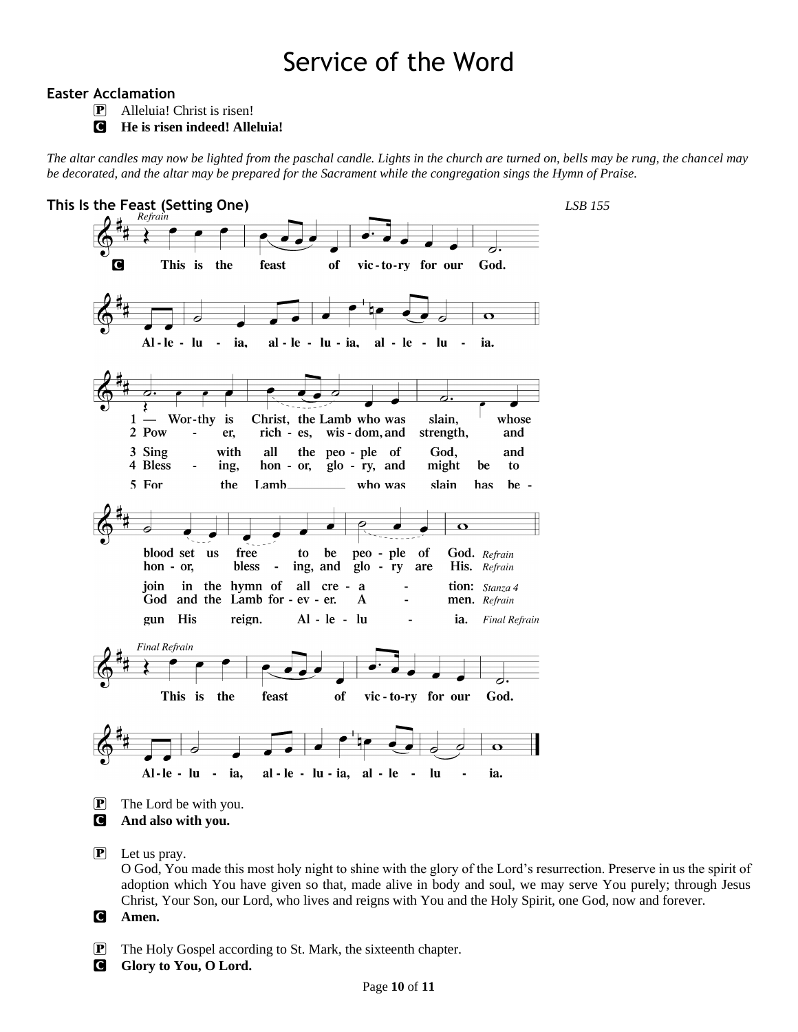# Service of the Word

### Easter Acclamation

P Alleluia! Christ is risen!

C **He is risen indeed! Alleluia!**

*The altar candles may now be lighted from the paschal candle. Lights in the church are turned on, bells may be rung, the chancel may be decorated, and the altar may be prepared for the Sacrament while the congregation sings the Hymn of Praise.*

### This Is the Feast (Setting One)

*LSB 155*

*Refrain*

C **This is the feast of vic-to-ry for our God. Al-le-lu-ia, al-le-lu-ia, al-le-lu-ia.**

**1 — Wor-thy is Christ, the Lamb who was slain, whose blood set us free to be peo-ple of God.** *Refrain*

**2 Pow-er, rich-es, wis-dom, and strength, and hon-or, bless-ing, and glo-ry are His.** *Refrain*

**3 Sing with all the peo-ple of God, and join in the hymn of all cre-a-tion:** *Stanza 4*

**4 Bless-ing, hon-or, glo-ry, and might be to God and the Lamb for-ev-er. A-men.** *Refrain*

**5 For the Lamb who was slain has be-gun His reign. Al-le-lu-ia.** *Final Refrain*

*Final Refrain*

**This is the feast of vic-to-ry for our God. Al-le-lu-ia, al-le-lu-ia, al-le-lu-ia.**

P The Lord be with you.

C **And also with you.**

P Let us pray.
O God, You made this most holy night to shine with the glory of the Lord's resurrection. Preserve in us the spirit of adoption which You have given so that, made alive in body and soul, we may serve You purely; through Jesus Christ, Your Son, our Lord, who lives and reigns with You and the Holy Spirit, one God, now and forever.

C **Amen.**

P The Holy Gospel according to St. Mark, the sixteenth chapter.

C **Glory to You, O Lord.**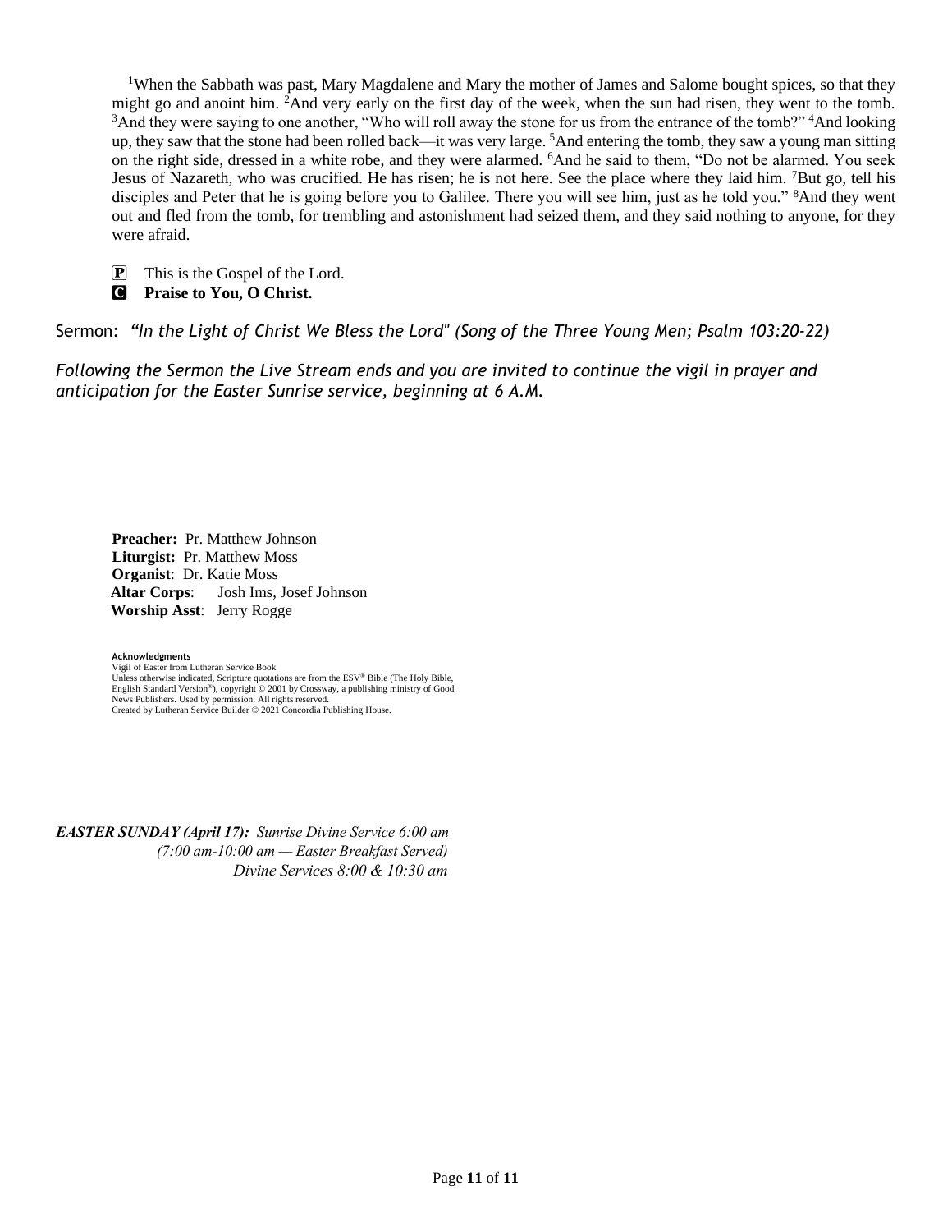[1]When the Sabbath was past, Mary Magdalene and Mary the mother of James and Salome bought spices, so that they might go and anoint him. [2]And very early on the first day of the week, when the sun had risen, they went to the tomb. [3]And they were saying to one another, "Who will roll away the stone for us from the entrance of the tomb?" [4]And looking up, they saw that the stone had been rolled back—it was very large. [5]And entering the tomb, they saw a young man sitting on the right side, dressed in a white robe, and they were alarmed. [6]And he said to them, "Do not be alarmed. You seek Jesus of Nazareth, who was crucified. He has risen; he is not here. See the place where they laid him. [7]But go, tell his disciples and Peter that he is going before you to Galilee. There you will see him, just as he told you." [8]And they went out and fled from the tomb, for trembling and astonishment had seized them, and they said nothing to anyone, for they were afraid.

P This is the Gospel of the Lord.
C **Praise to You, O Christ.**

Sermon: *"In the Light of Christ We Bless the Lord" (Song of the Three Young Men; Psalm 103:20-22)*

*Following the Sermon the Live Stream ends and you are invited to continue the vigil in prayer and anticipation for the Easter Sunrise service, beginning at 6 A.M.*

**Preacher:** Pr. Matthew Johnson
**Liturgist:** Pr. Matthew Moss
**Organist**: Dr. Katie Moss
**Altar Corps**: Josh Ims, Josef Johnson
**Worship Asst**: Jerry Rogge

**Acknowledgments**
Vigil of Easter from Lutheran Service Book
Unless otherwise indicated, Scripture quotations are from the ESV® Bible (The Holy Bible, English Standard Version®), copyright © 2001 by Crossway, a publishing ministry of Good News Publishers. Used by permission. All rights reserved.
Created by Lutheran Service Builder © 2021 Concordia Publishing House.

***EASTER SUNDAY (April 17):*** *Sunrise Divine Service 6:00 am*
*(7:00 am-10:00 am — Easter Breakfast Served)*
*Divine Services 8:00 & 10:30 am*